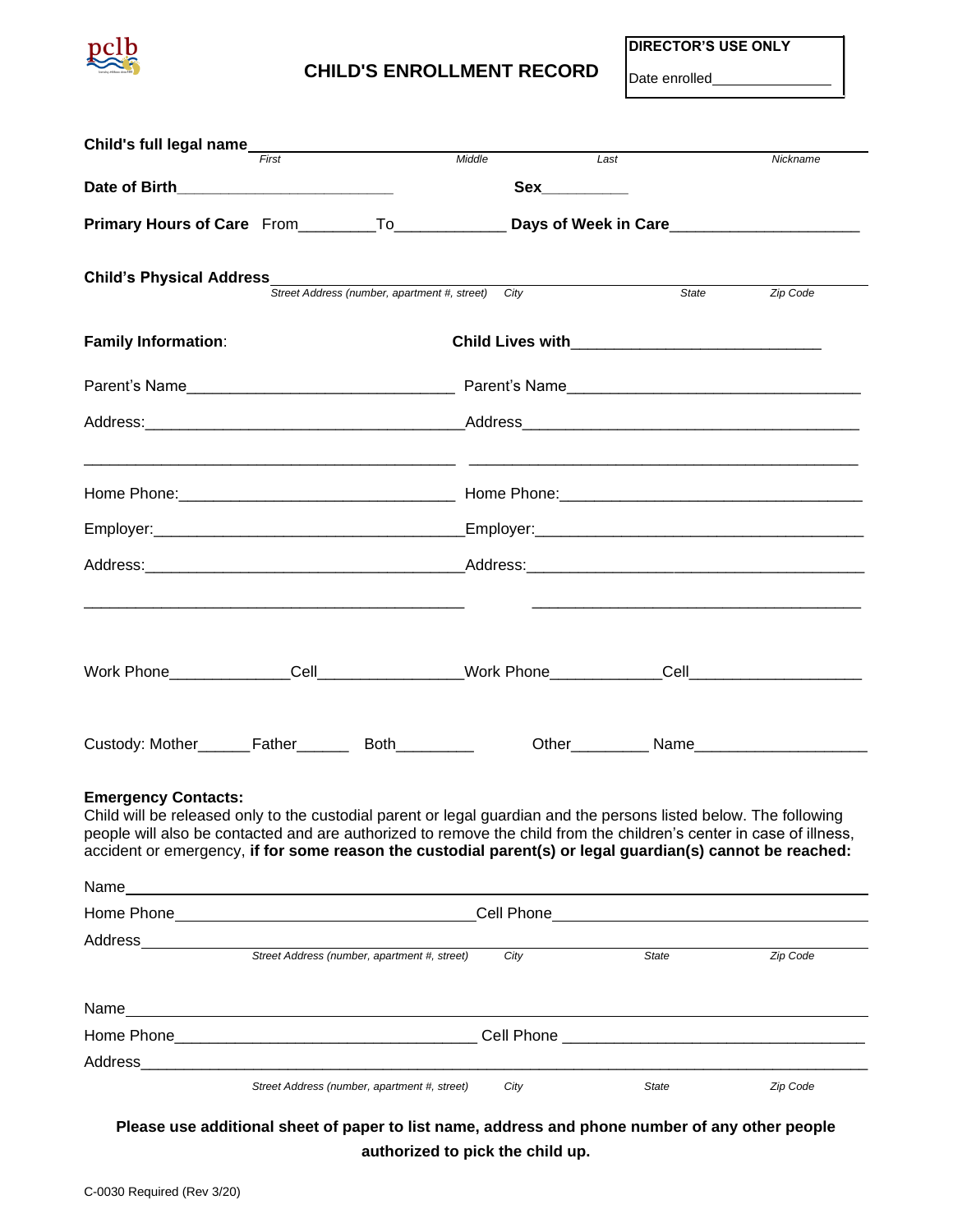pclb

# CHILD'S ENROLLMENT RECORD

**DIRECTOR'S USE ONLY**

Date enrolled_______________

**Child's full legal name**_______________________________________________
*First* *Middle* *Last* *Nickname*

**Date of Birth**_________________________ **Sex**__________

**Primary Hours of Care** From_________To_____________ **Days of Week in Care**______________________

**Child's Physical Address**_______________________________________________
*Street Address (number, apartment #, street)* *City* *State* *Zip Code*

**Family Information**: **Child Lives with**_____________________________

Parent's Name_______________________________ Parent's Name__________________________________

Address:_____________________________________Address_______________________________________

___________________________________________ _____________________________________________

Home Phone:_______________________________ Home Phone:__________________________________

Employer:____________________________________Employer:_____________________________________

Address:_____________________________________Address:______________________________________

___________________________________________ _____________________________________________

Work Phone______________Cell_________________Work Phone_____________Cell____________________

Custody: Mother______Father______ Both_________ Other_________ Name____________________

**Emergency Contacts:**
Child will be released only to the custodial parent or legal guardian and the persons listed below. The following people will also be contacted and are authorized to remove the child from the children's center in case of illness, accident or emergency, **if for some reason the custodial parent(s) or legal guardian(s) cannot be reached:**

Name_______________________________________________________________________________

Home Phone___________________________________Cell Phone____________________________________

Address_____________________________________________________________________________
*Street Address (number, apartment #, street)* *City* *State* *Zip Code*

Name_______________________________________________________________________________

Home Phone___________________________________ Cell Phone ___________________________________

Address_____________________________________________________________________________
*Street Address (number, apartment #, street)* *City* *State* *Zip Code*

**Please use additional sheet of paper to list name, address and phone number of any other people authorized to pick the child up.**

C-0030 Required (Rev 3/20)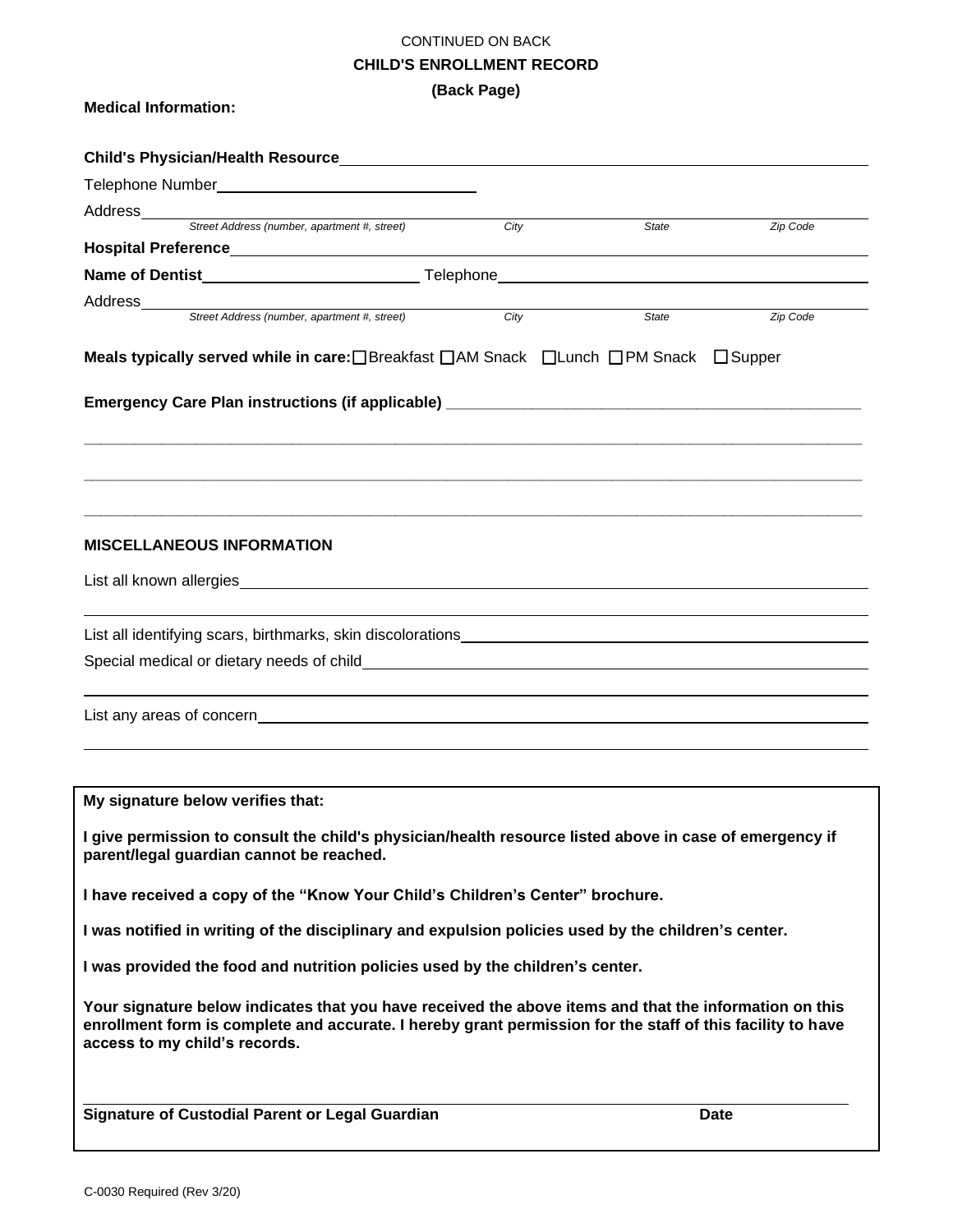CONTINUED ON BACK

**CHILD'S ENROLLMENT RECORD**

**(Back Page)**

**Medical Information:**

**Child's Physician/Health Resource** ______________________________________________

Telephone Number ______________________________

Address ______________________________________________________________________
*Street Address (number, apartment #, street)* *City* *State* *Zip Code*

**Hospital Preference** ______________________________________________________

**Name of Dentist** ________________________ Telephone ____________________________

Address ______________________________________________________________________
*Street Address (number, apartment #, street)* *City* *State* *Zip Code*

**Meals typically served while in care:** ☐ Breakfast ☐ AM Snack ☐ Lunch ☐ PM Snack ☐ Supper

**Emergency Care Plan instructions (if applicable)** ______________________________________

______________________________________________________________________

______________________________________________________________________

______________________________________________________________________

**MISCELLANEOUS INFORMATION**

List all known allergies ______________________________________________________

______________________________________________________________________

List all identifying scars, birthmarks, skin discolorations ________________________________

Special medical or dietary needs of child ____________________________________________

______________________________________________________________________

List any areas of concern ______________________________________________________

______________________________________________________________________

**My signature below verifies that:**

**I give permission to consult the child's physician/health resource listed above in case of emergency if parent/legal guardian cannot be reached.**

**I have received a copy of the "Know Your Child's Children's Center" brochure.**

**I was notified in writing of the disciplinary and expulsion policies used by the children's center.**

**I was provided the food and nutrition policies used by the children's center.**

**Your signature below indicates that you have received the above items and that the information on this enrollment form is complete and accurate. I hereby grant permission for the staff of this facility to have access to my child's records.**

______________________________________________________________________

**Signature of Custodial Parent or Legal Guardian** **Date**

C-0030 Required (Rev 3/20)